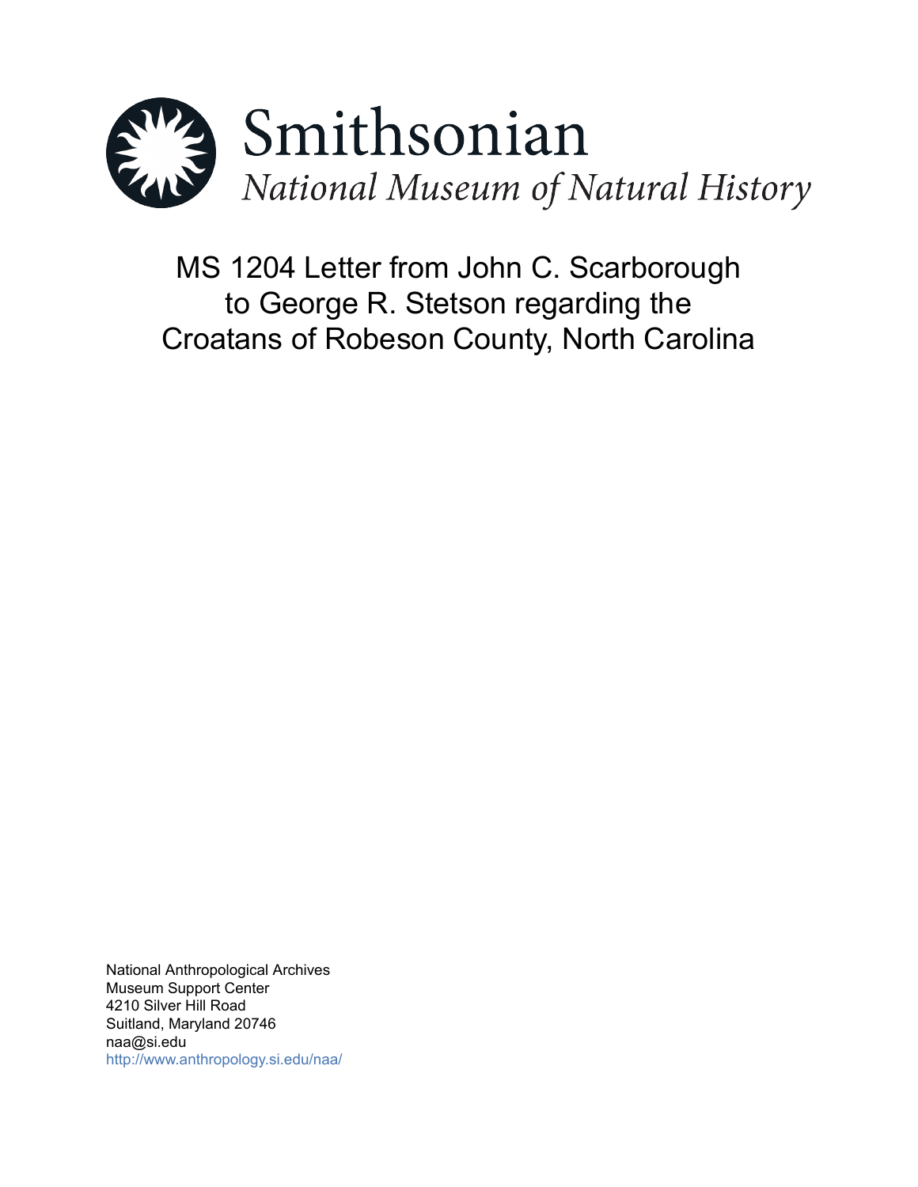Smithsonian

*National Museum of Natural History*

# MS 1204 Letter from John C. Scarborough to George R. Stetson regarding the Croatans of Robeson County, North Carolina

National Anthropological Archives
Museum Support Center
4210 Silver Hill Road
Suitland, Maryland 20746
naa@si.edu
http://www.anthropology.si.edu/naa/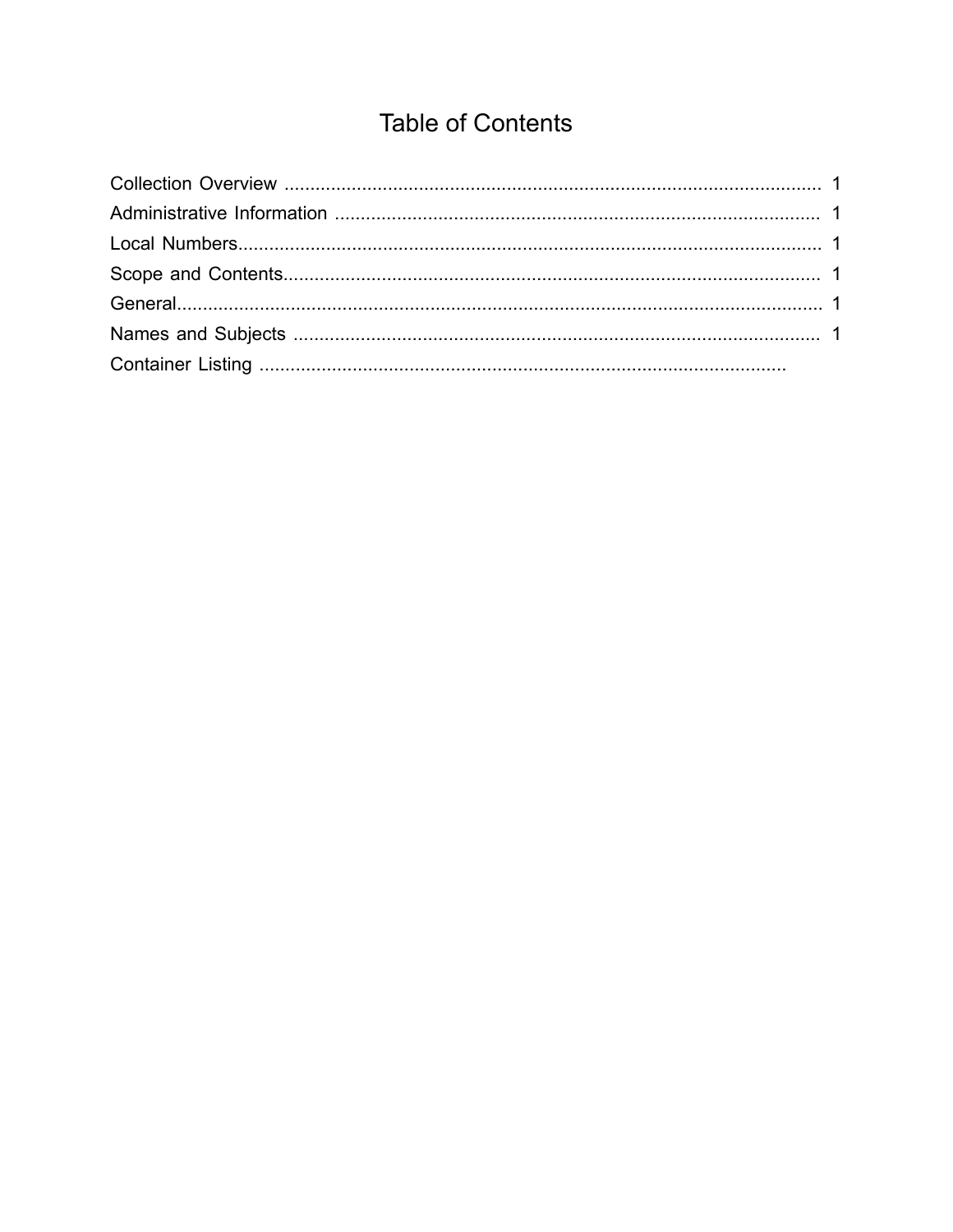# Table of Contents

Collection Overview ........................................................................................................ 1
Administrative Information .............................................................................................. 1
Local Numbers................................................................................................................. 1
Scope and Contents......................................................................................................... 1
General............................................................................................................................. 1
Names and Subjects ....................................................................................................... 1
Container Listing ......................................................................................................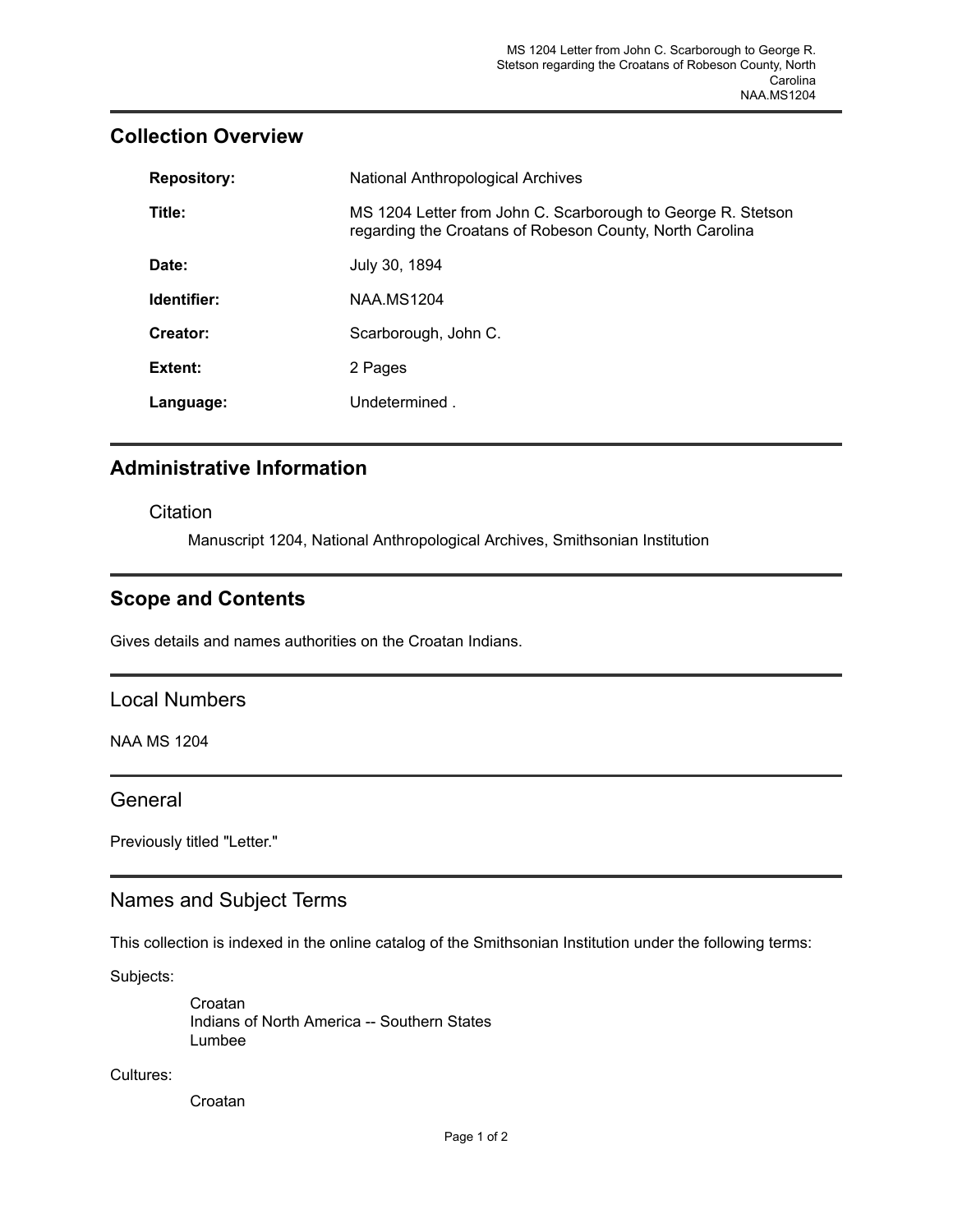## Collection Overview

| | |
|---|---|
| **Repository:** | National Anthropological Archives |
| **Title:** | MS 1204 Letter from John C. Scarborough to George R. Stetson regarding the Croatans of Robeson County, North Carolina |
| **Date:** | July 30, 1894 |
| **Identifier:** | NAA.MS1204 |
| **Creator:** | Scarborough, John C. |
| **Extent:** | 2 Pages |
| **Language:** | Undetermined . |

## Administrative Information

### Citation

Manuscript 1204, National Anthropological Archives, Smithsonian Institution

## Scope and Contents

Gives details and names authorities on the Croatan Indians.

## Local Numbers

NAA MS 1204

## General

Previously titled "Letter."

## Names and Subject Terms

This collection is indexed in the online catalog of the Smithsonian Institution under the following terms:

Subjects:

- Croatan
- Indians of North America -- Southern States
- Lumbee

Cultures:

- Croatan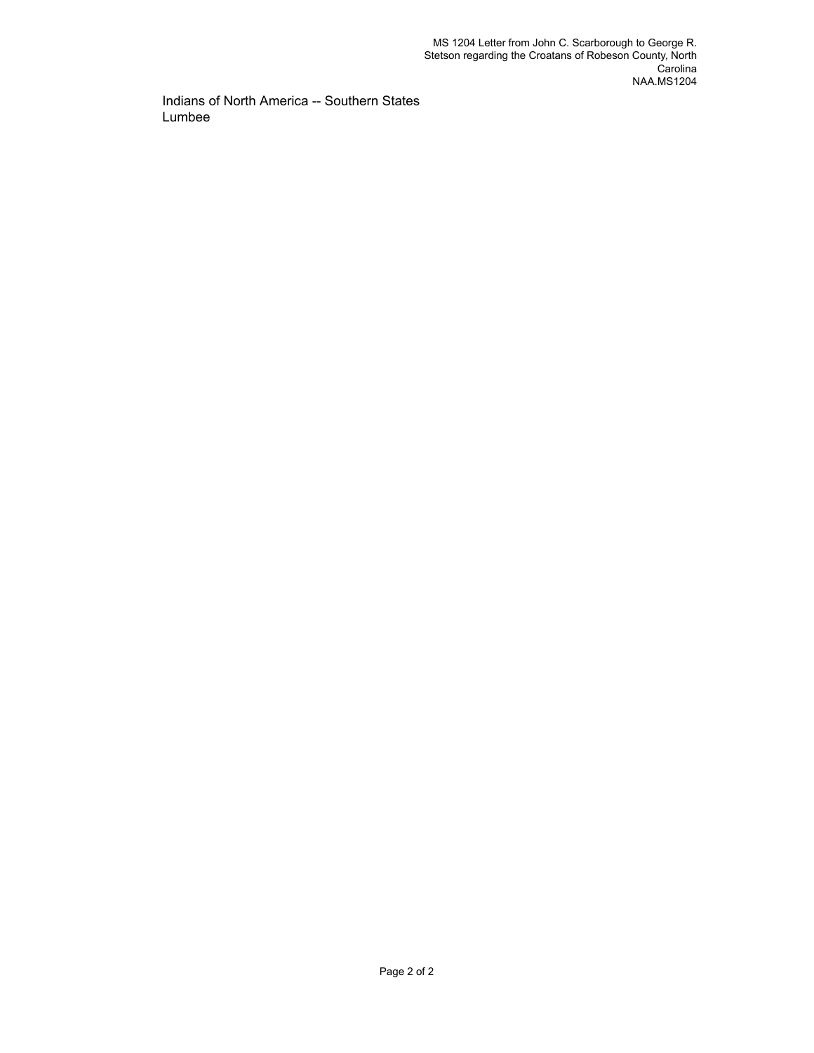Indians of North America -- Southern States
Lumbee